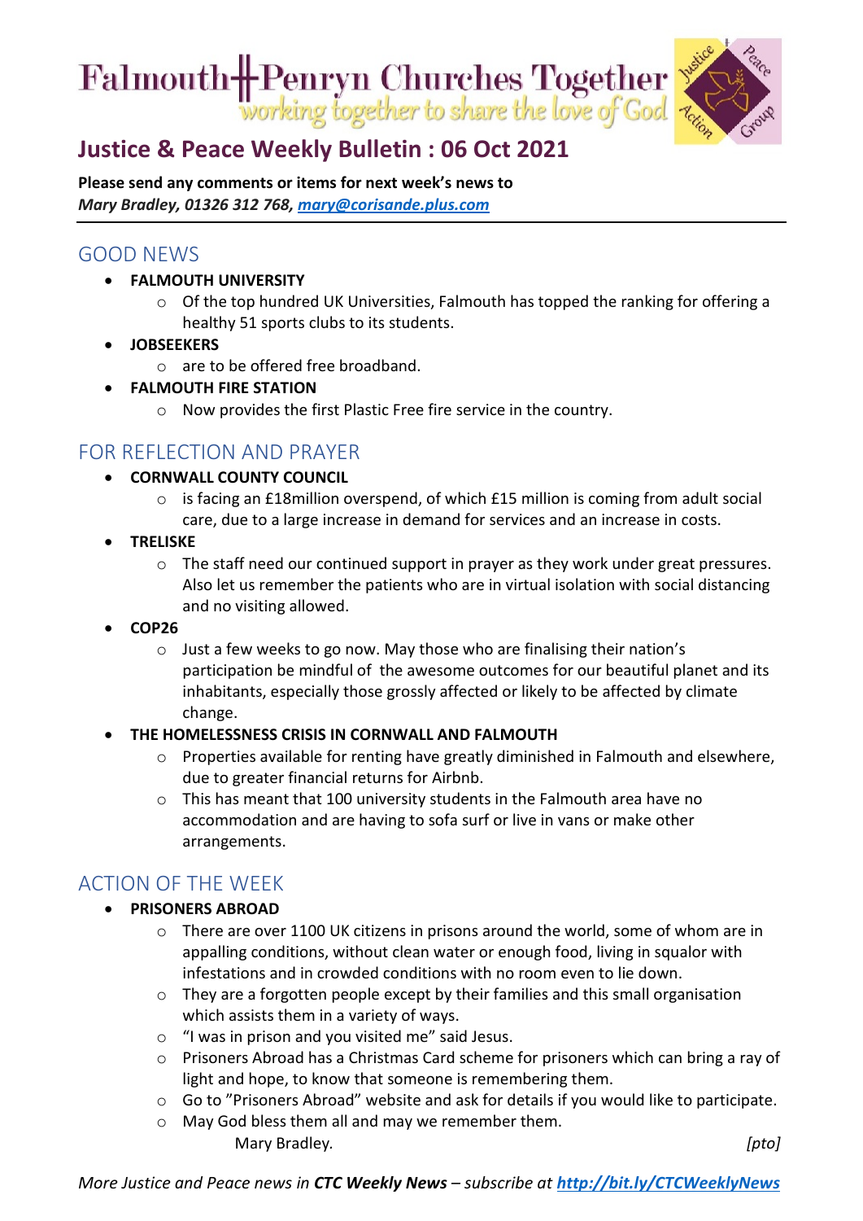Falmouth ╫ Penryn Churches Together
*working together to share the love of God*

# Justice & Peace Weekly Bulletin : 06 Oct 2021

**Please send any comments or items for next week's news to**
***Mary Bradley, 01326 312 768, [mary@corisande.plus.com](mailto:mary@corisande.plus.com)***

## GOOD NEWS

- **FALMOUTH UNIVERSITY**
  - Of the top hundred UK Universities, Falmouth has topped the ranking for offering a healthy 51 sports clubs to its students.
- **JOBSEEKERS**
  - are to be offered free broadband.
- **FALMOUTH FIRE STATION**
  - Now provides the first Plastic Free fire service in the country.

## FOR REFLECTION AND PRAYER

- **CORNWALL COUNTY COUNCIL**
  - is facing an £18million overspend, of which £15 million is coming from adult social care, due to a large increase in demand for services and an increase in costs.
- **TRELISKE**
  - The staff need our continued support in prayer as they work under great pressures. Also let us remember the patients who are in virtual isolation with social distancing and no visiting allowed.
- **COP26**
  - Just a few weeks to go now. May those who are finalising their nation's participation be mindful of the awesome outcomes for our beautiful planet and its inhabitants, especially those grossly affected or likely to be affected by climate change.
- **THE HOMELESSNESS CRISIS IN CORNWALL AND FALMOUTH**
  - Properties available for renting have greatly diminished in Falmouth and elsewhere, due to greater financial returns for Airbnb.
  - This has meant that 100 university students in the Falmouth area have no accommodation and are having to sofa surf or live in vans or make other arrangements.

## ACTION OF THE WEEK

- **PRISONERS ABROAD**
  - There are over 1100 UK citizens in prisons around the world, some of whom are in appalling conditions, without clean water or enough food, living in squalor with infestations and in crowded conditions with no room even to lie down.
  - They are a forgotten people except by their families and this small organisation which assists them in a variety of ways.
  - "I was in prison and you visited me" said Jesus.
  - Prisoners Abroad has a Christmas Card scheme for prisoners which can bring a ray of light and hope, to know that someone is remembering them.
  - Go to "Prisoners Abroad" website and ask for details if you would like to participate.
  - May God bless them all and may we remember them.

Mary Bradley. *[pto]*

*More Justice and Peace news in* ***CTC Weekly News*** *– subscribe at* [***http://bit.ly/CTCWeeklyNews***](http://bit.ly/CTCWeeklyNews)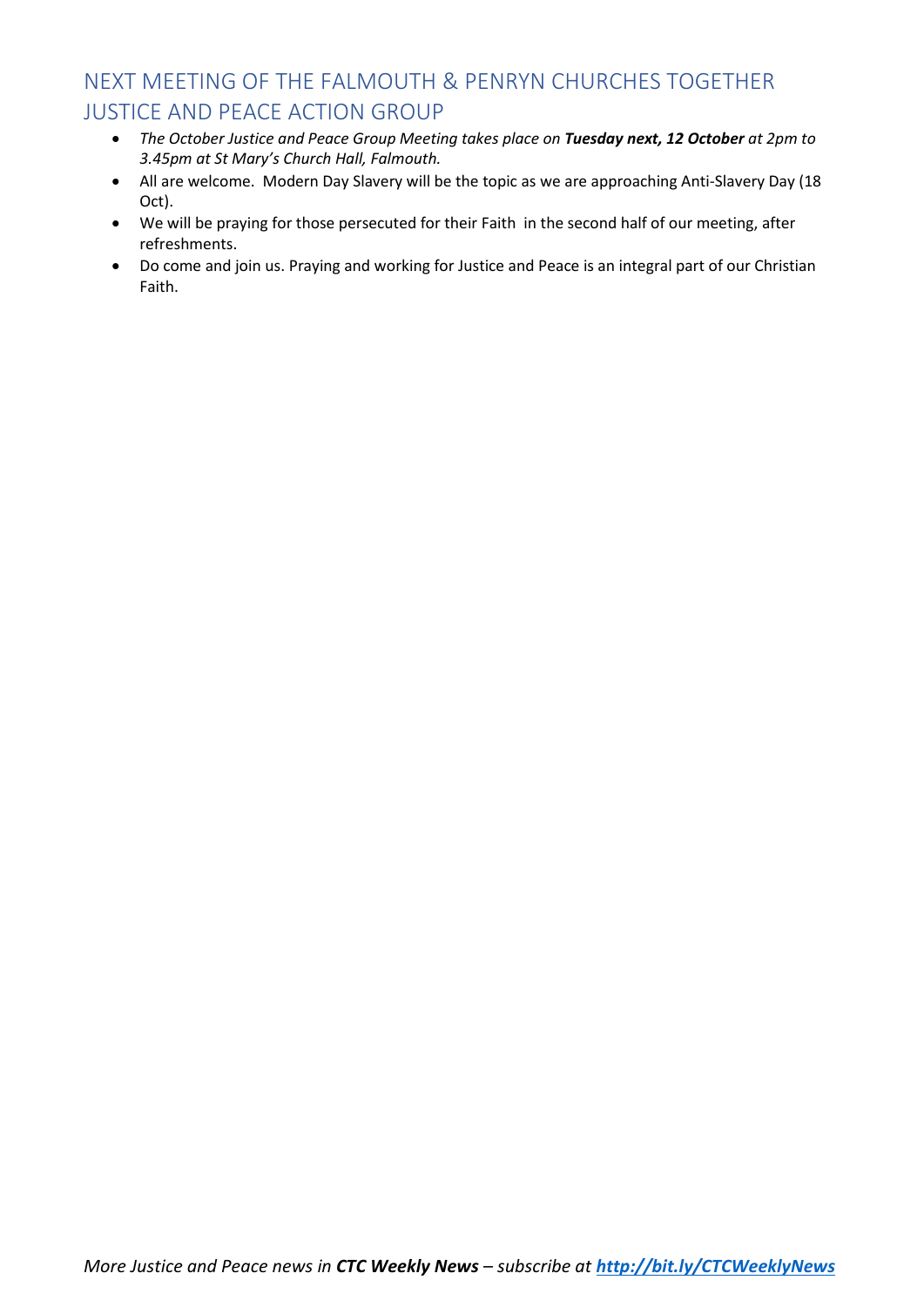## NEXT MEETING OF THE FALMOUTH & PENRYN CHURCHES TOGETHER JUSTICE AND PEACE ACTION GROUP

- *The October Justice and Peace Group Meeting takes place on **Tuesday next, 12 October** at 2pm to 3.45pm at St Mary's Church Hall, Falmouth.*
- All are welcome. Modern Day Slavery will be the topic as we are approaching Anti-Slavery Day (18 Oct).
- We will be praying for those persecuted for their Faith in the second half of our meeting, after refreshments.
- Do come and join us. Praying and working for Justice and Peace is an integral part of our Christian Faith.

*More Justice and Peace news in **CTC Weekly News** – subscribe at **http://bit.ly/CTCWeeklyNews***